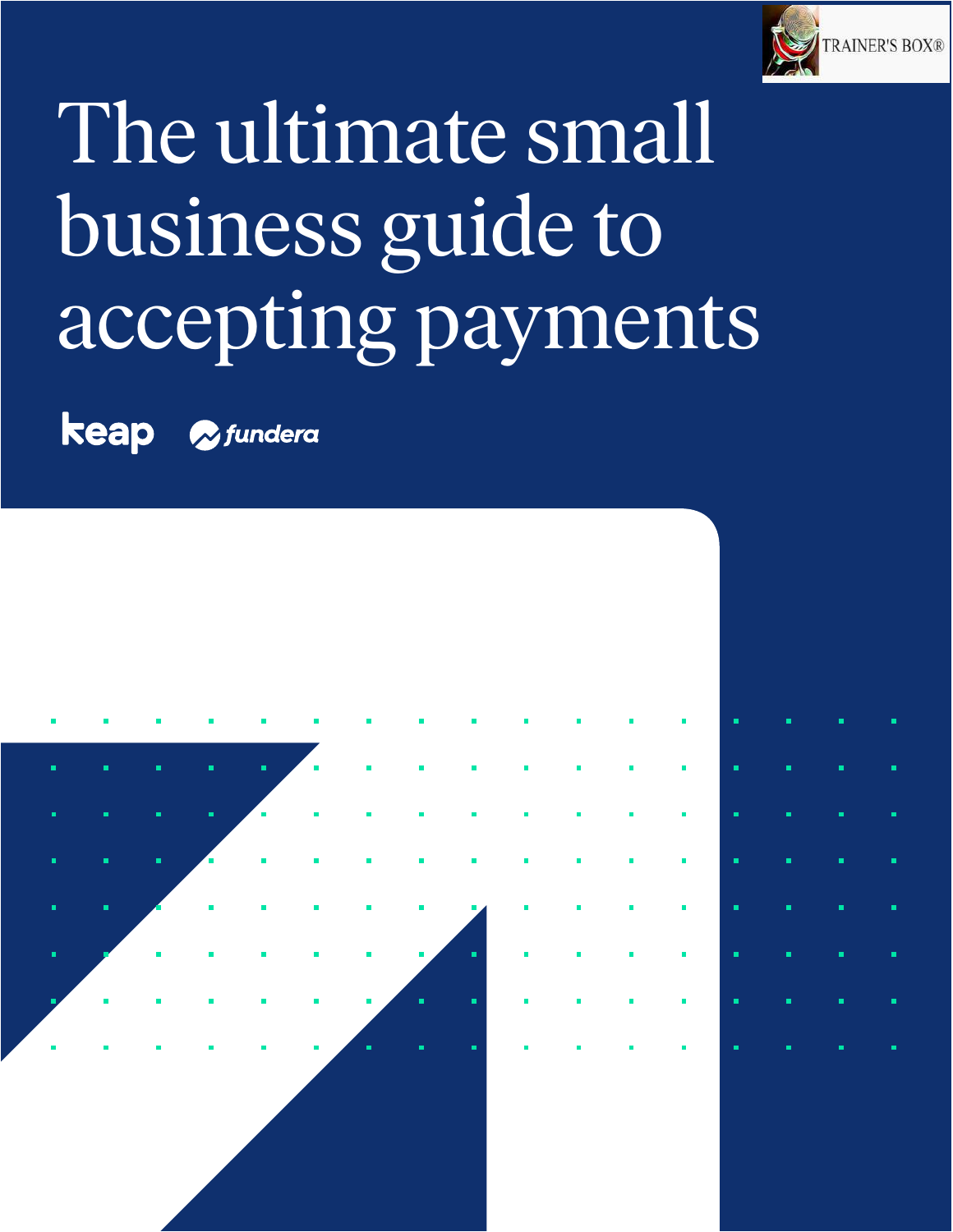TRAINER'S BOX®

# The ultimate small business guide to accepting payments

keap fundera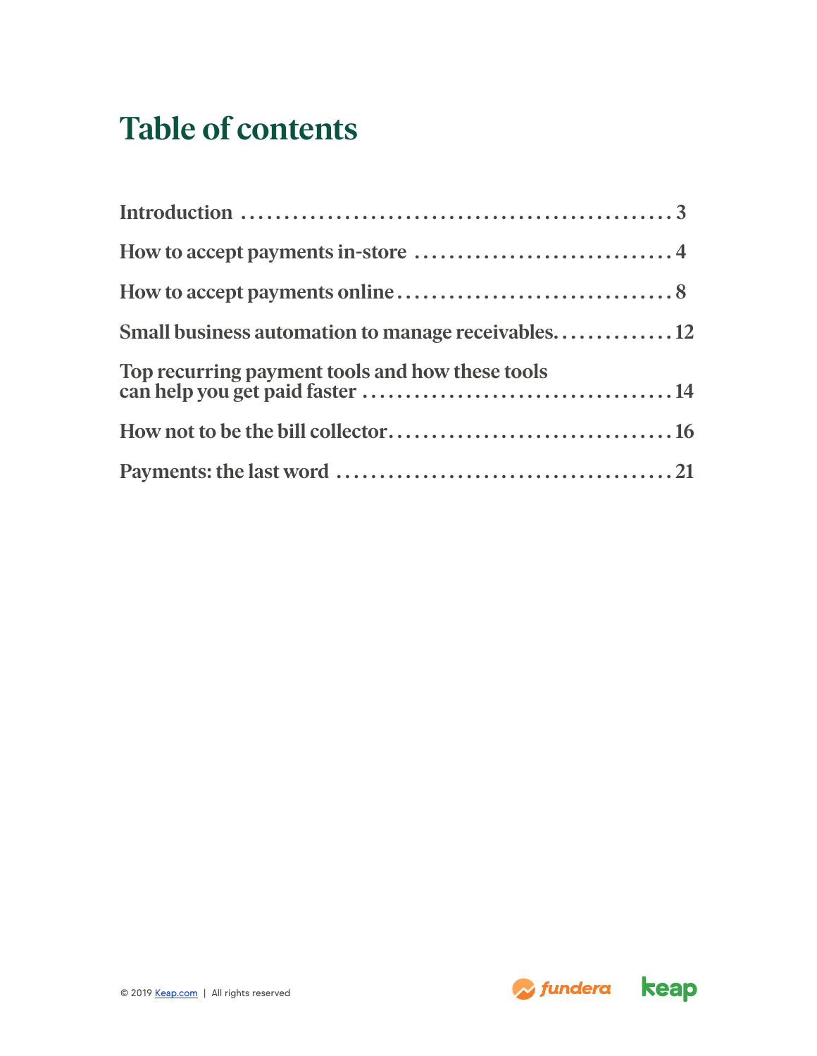# Table of contents

Introduction .................................................... 3

How to accept payments in-store ............................... 4

How to accept payments online ................................. 8

Small business automation to manage receivables.............. 12

Top recurring payment tools and how these tools can help you get paid faster .................................... 14

How not to be the bill collector................................ 16

Payments: the last word ...................................... 21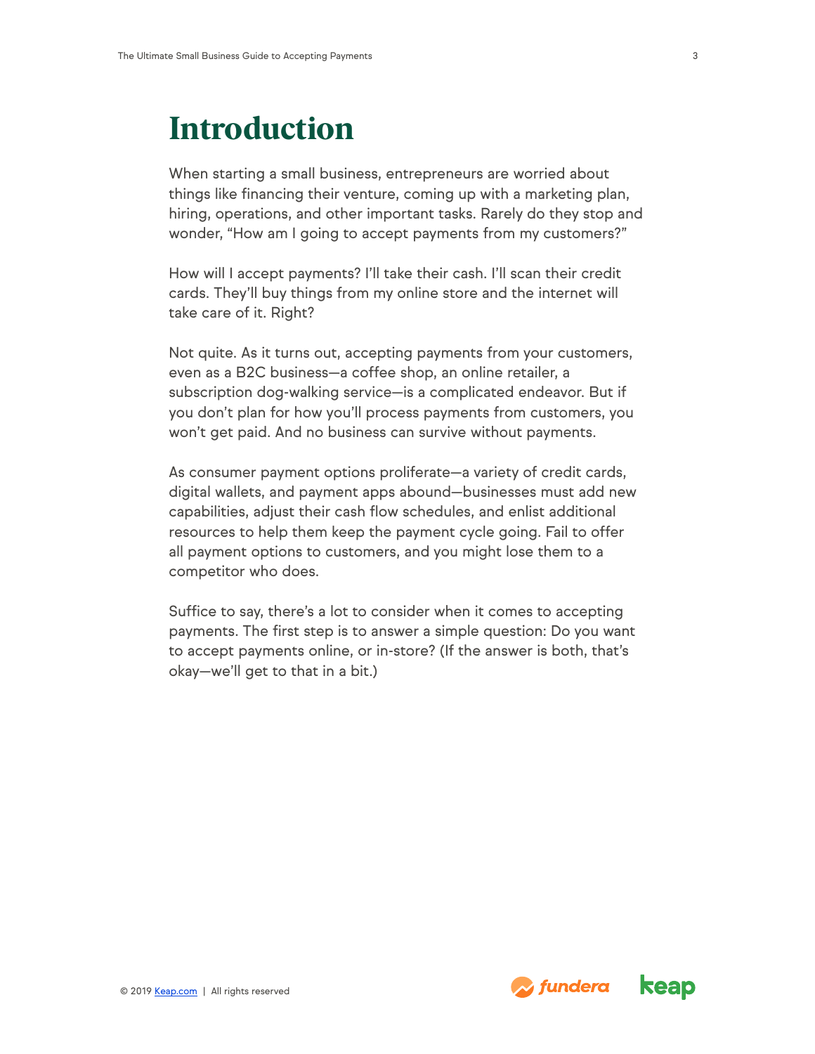# Introduction

When starting a small business, entrepreneurs are worried about things like financing their venture, coming up with a marketing plan, hiring, operations, and other important tasks. Rarely do they stop and wonder, "How am I going to accept payments from my customers?"

How will I accept payments? I'll take their cash. I'll scan their credit cards. They'll buy things from my online store and the internet will take care of it. Right?

Not quite. As it turns out, accepting payments from your customers, even as a B2C business—a coffee shop, an online retailer, a subscription dog-walking service—is a complicated endeavor. But if you don't plan for how you'll process payments from customers, you won't get paid. And no business can survive without payments.

As consumer payment options proliferate—a variety of credit cards, digital wallets, and payment apps abound—businesses must add new capabilities, adjust their cash flow schedules, and enlist additional resources to help them keep the payment cycle going. Fail to offer all payment options to customers, and you might lose them to a competitor who does.

Suffice to say, there's a lot to consider when it comes to accepting payments. The first step is to answer a simple question: Do you want to accept payments online, or in-store? (If the answer is both, that's okay—we'll get to that in a bit.)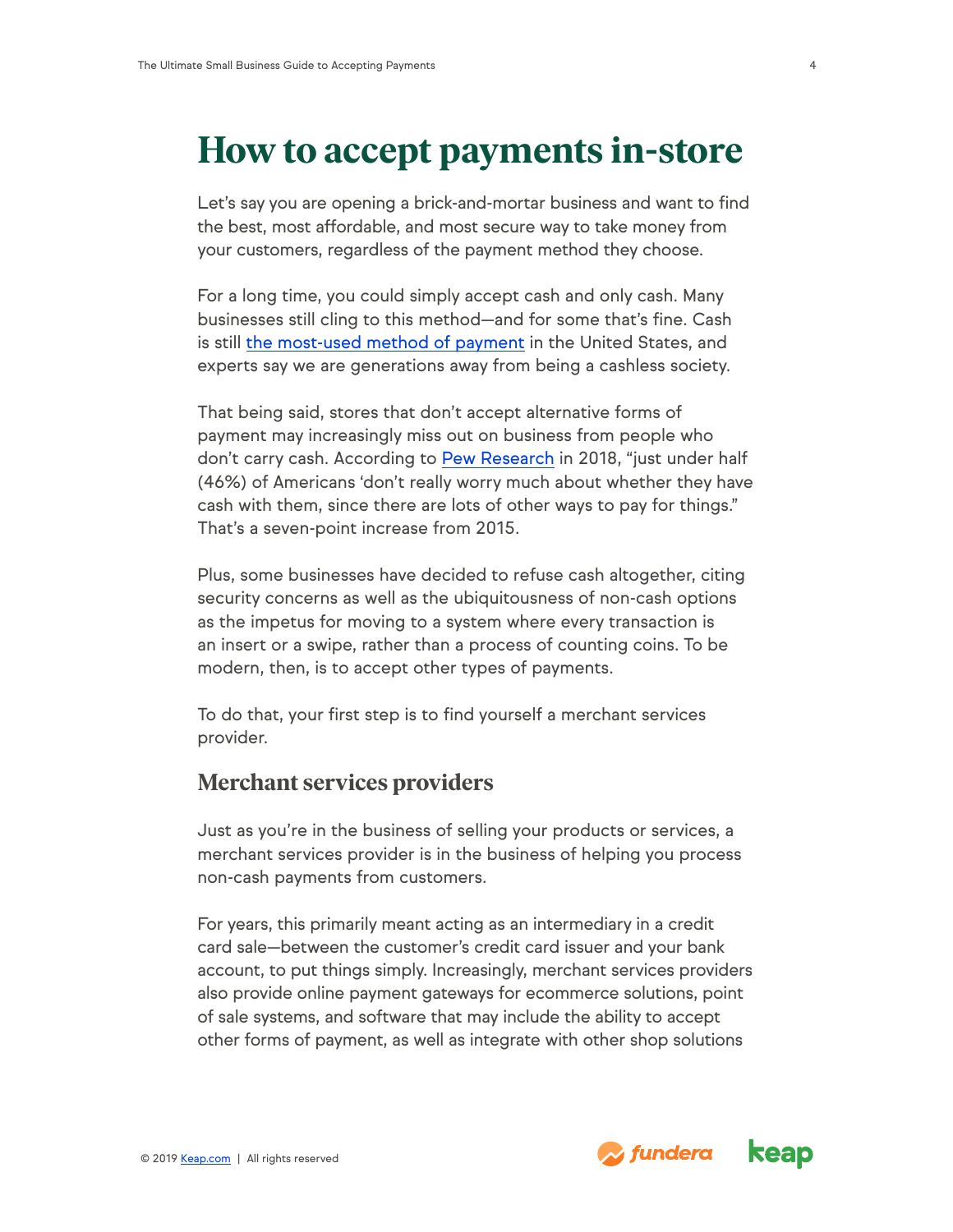# How to accept payments in-store

Let's say you are opening a brick-and-mortar business and want to find the best, most affordable, and most secure way to take money from your customers, regardless of the payment method they choose.

For a long time, you could simply accept cash and only cash. Many businesses still cling to this method—and for some that's fine. Cash is still [the most-used method of payment] in the United States, and experts say we are generations away from being a cashless society.

That being said, stores that don't accept alternative forms of payment may increasingly miss out on business from people who don't carry cash. According to [Pew Research] in 2018, "just under half (46%) of Americans 'don't really worry much about whether they have cash with them, since there are lots of other ways to pay for things." That's a seven-point increase from 2015.

Plus, some businesses have decided to refuse cash altogether, citing security concerns as well as the ubiquitousness of non-cash options as the impetus for moving to a system where every transaction is an insert or a swipe, rather than a process of counting coins. To be modern, then, is to accept other types of payments.

To do that, your first step is to find yourself a merchant services provider.

## Merchant services providers

Just as you're in the business of selling your products or services, a merchant services provider is in the business of helping you process non-cash payments from customers.

For years, this primarily meant acting as an intermediary in a credit card sale—between the customer's credit card issuer and your bank account, to put things simply. Increasingly, merchant services providers also provide online payment gateways for ecommerce solutions, point of sale systems, and software that may include the ability to accept other forms of payment, as well as integrate with other shop solutions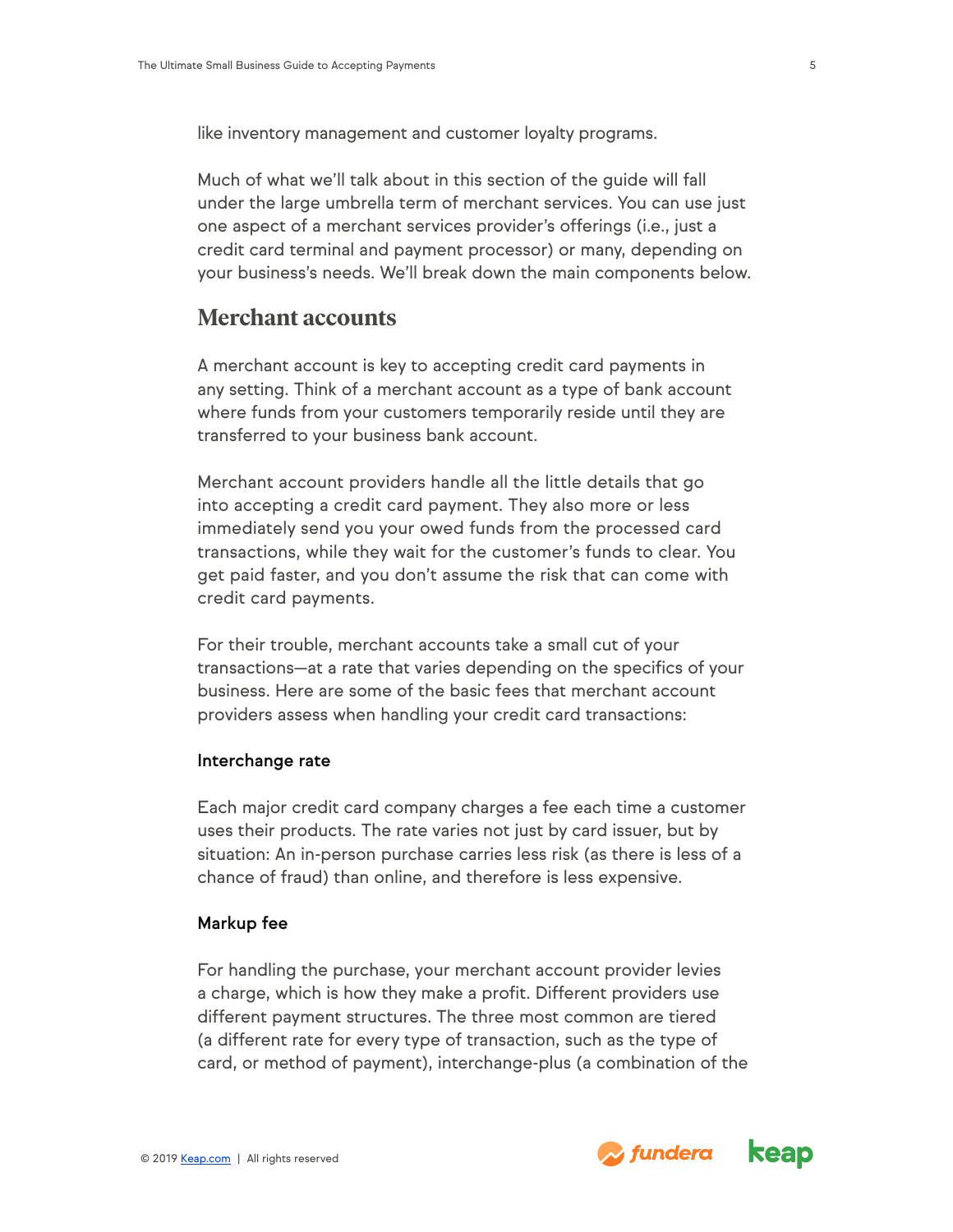like inventory management and customer loyalty programs.

Much of what we'll talk about in this section of the guide will fall under the large umbrella term of merchant services. You can use just one aspect of a merchant services provider's offerings (i.e., just a credit card terminal and payment processor) or many, depending on your business's needs. We'll break down the main components below.

## Merchant accounts

A merchant account is key to accepting credit card payments in any setting. Think of a merchant account as a type of bank account where funds from your customers temporarily reside until they are transferred to your business bank account.

Merchant account providers handle all the little details that go into accepting a credit card payment. They also more or less immediately send you your owed funds from the processed card transactions, while they wait for the customer's funds to clear. You get paid faster, and you don't assume the risk that can come with credit card payments.

For their trouble, merchant accounts take a small cut of your transactions—at a rate that varies depending on the specifics of your business. Here are some of the basic fees that merchant account providers assess when handling your credit card transactions:

### Interchange rate

Each major credit card company charges a fee each time a customer uses their products. The rate varies not just by card issuer, but by situation: An in-person purchase carries less risk (as there is less of a chance of fraud) than online, and therefore is less expensive.

### Markup fee

For handling the purchase, your merchant account provider levies a charge, which is how they make a profit. Different providers use different payment structures. The three most common are tiered (a different rate for every type of transaction, such as the type of card, or method of payment), interchange-plus (a combination of the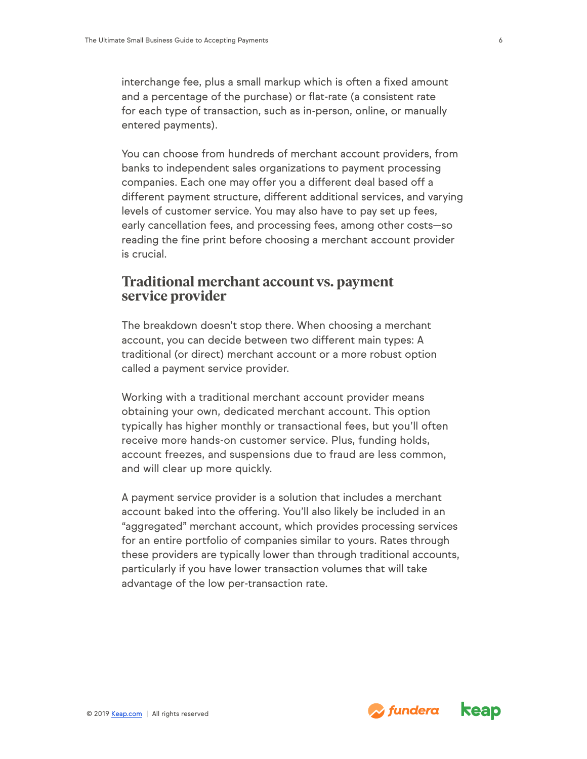interchange fee, plus a small markup which is often a fixed amount and a percentage of the purchase) or flat-rate (a consistent rate for each type of transaction, such as in-person, online, or manually entered payments).

You can choose from hundreds of merchant account providers, from banks to independent sales organizations to payment processing companies. Each one may offer you a different deal based off a different payment structure, different additional services, and varying levels of customer service. You may also have to pay set up fees, early cancellation fees, and processing fees, among other costs—so reading the fine print before choosing a merchant account provider is crucial.

## Traditional merchant account vs. payment service provider

The breakdown doesn't stop there. When choosing a merchant account, you can decide between two different main types: A traditional (or direct) merchant account or a more robust option called a payment service provider.

Working with a traditional merchant account provider means obtaining your own, dedicated merchant account. This option typically has higher monthly or transactional fees, but you'll often receive more hands-on customer service. Plus, funding holds, account freezes, and suspensions due to fraud are less common, and will clear up more quickly.

A payment service provider is a solution that includes a merchant account baked into the offering. You'll also likely be included in an "aggregated" merchant account, which provides processing services for an entire portfolio of companies similar to yours. Rates through these providers are typically lower than through traditional accounts, particularly if you have lower transaction volumes that will take advantage of the low per-transaction rate.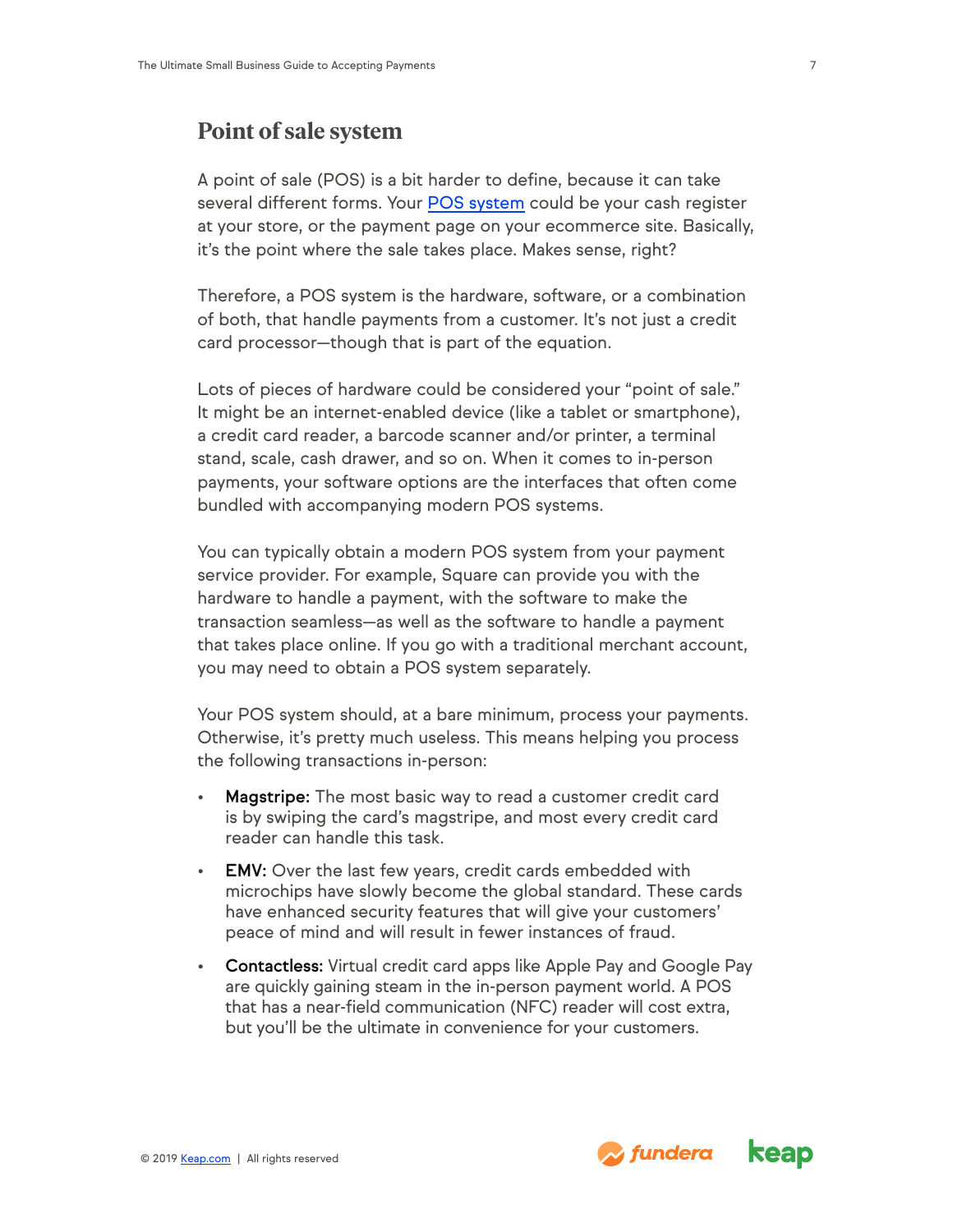## Point of sale system

A point of sale (POS) is a bit harder to define, because it can take several different forms. Your [POS system](#) could be your cash register at your store, or the payment page on your ecommerce site. Basically, it's the point where the sale takes place. Makes sense, right?

Therefore, a POS system is the hardware, software, or a combination of both, that handle payments from a customer. It's not just a credit card processor—though that is part of the equation.

Lots of pieces of hardware could be considered your "point of sale." It might be an internet-enabled device (like a tablet or smartphone), a credit card reader, a barcode scanner and/or printer, a terminal stand, scale, cash drawer, and so on. When it comes to in-person payments, your software options are the interfaces that often come bundled with accompanying modern POS systems.

You can typically obtain a modern POS system from your payment service provider. For example, Square can provide you with the hardware to handle a payment, with the software to make the transaction seamless—as well as the software to handle a payment that takes place online. If you go with a traditional merchant account, you may need to obtain a POS system separately.

Your POS system should, at a bare minimum, process your payments. Otherwise, it's pretty much useless. This means helping you process the following transactions in-person:

- **Magstripe:** The most basic way to read a customer credit card is by swiping the card's magstripe, and most every credit card reader can handle this task.
- **EMV:** Over the last few years, credit cards embedded with microchips have slowly become the global standard. These cards have enhanced security features that will give your customers' peace of mind and will result in fewer instances of fraud.
- **Contactless:** Virtual credit card apps like Apple Pay and Google Pay are quickly gaining steam in the in-person payment world. A POS that has a near-field communication (NFC) reader will cost extra, but you'll be the ultimate in convenience for your customers.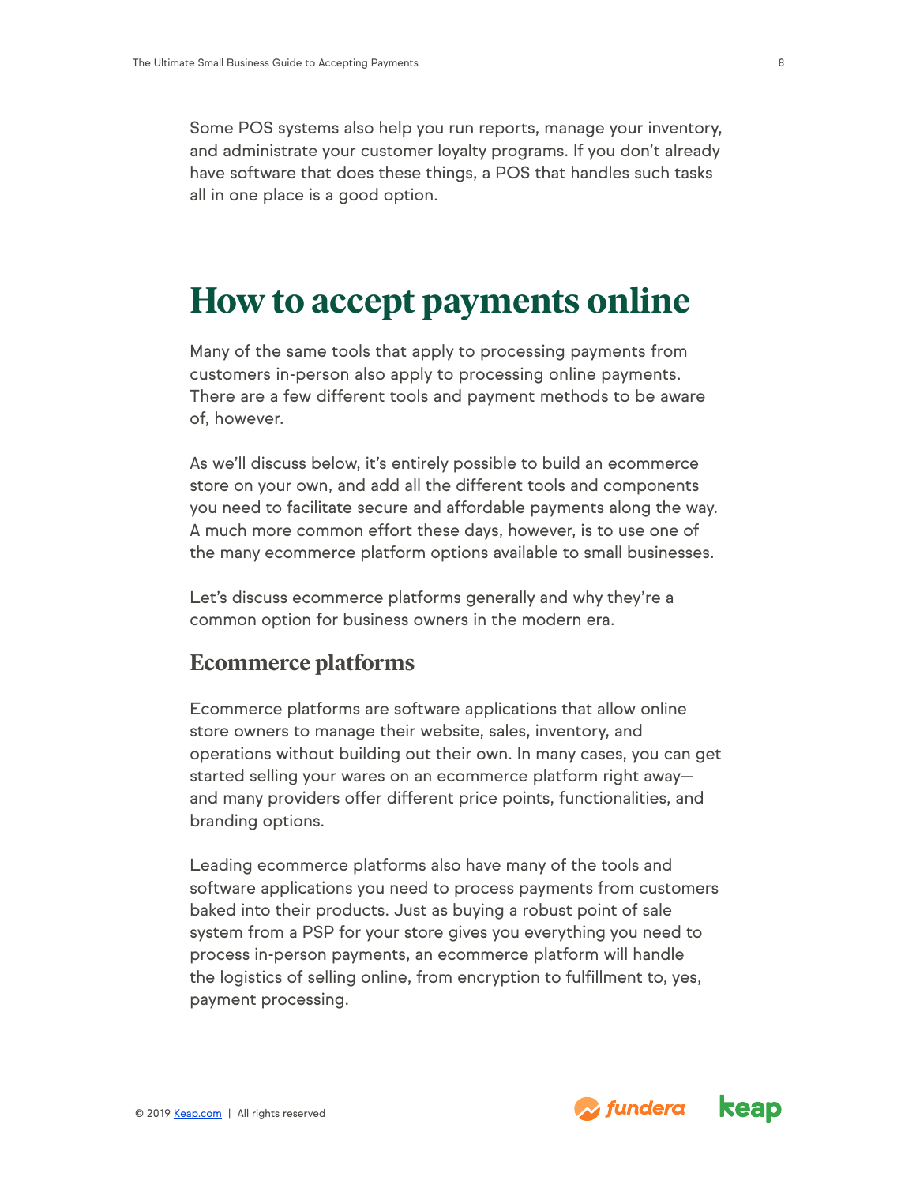Some POS systems also help you run reports, manage your inventory, and administrate your customer loyalty programs. If you don't already have software that does these things, a POS that handles such tasks all in one place is a good option.

# How to accept payments online

Many of the same tools that apply to processing payments from customers in-person also apply to processing online payments. There are a few different tools and payment methods to be aware of, however.

As we'll discuss below, it's entirely possible to build an ecommerce store on your own, and add all the different tools and components you need to facilitate secure and affordable payments along the way. A much more common effort these days, however, is to use one of the many ecommerce platform options available to small businesses.

Let's discuss ecommerce platforms generally and why they're a common option for business owners in the modern era.

## Ecommerce platforms

Ecommerce platforms are software applications that allow online store owners to manage their website, sales, inventory, and operations without building out their own. In many cases, you can get started selling your wares on an ecommerce platform right away—and many providers offer different price points, functionalities, and branding options.

Leading ecommerce platforms also have many of the tools and software applications you need to process payments from customers baked into their products. Just as buying a robust point of sale system from a PSP for your store gives you everything you need to process in-person payments, an ecommerce platform will handle the logistics of selling online, from encryption to fulfillment to, yes, payment processing.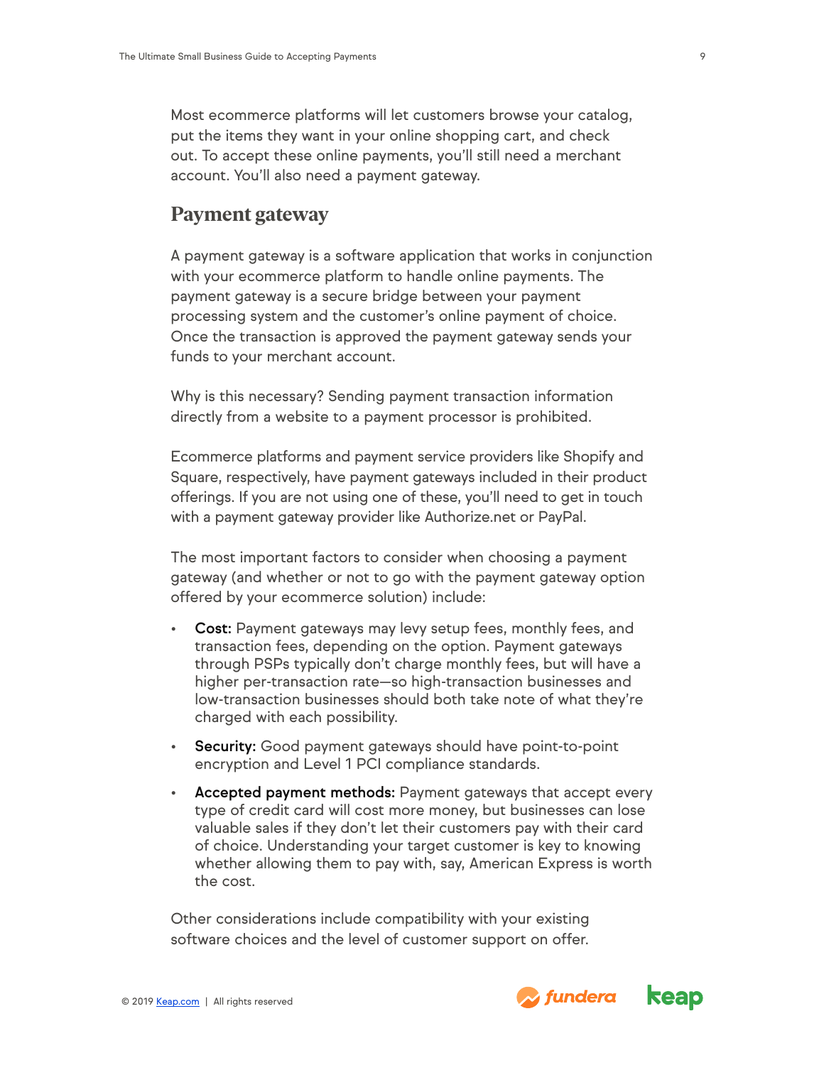Most ecommerce platforms will let customers browse your catalog, put the items they want in your online shopping cart, and check out. To accept these online payments, you'll still need a merchant account. You'll also need a payment gateway.

## Payment gateway

A payment gateway is a software application that works in conjunction with your ecommerce platform to handle online payments. The payment gateway is a secure bridge between your payment processing system and the customer's online payment of choice. Once the transaction is approved the payment gateway sends your funds to your merchant account.

Why is this necessary? Sending payment transaction information directly from a website to a payment processor is prohibited.

Ecommerce platforms and payment service providers like Shopify and Square, respectively, have payment gateways included in their product offerings. If you are not using one of these, you'll need to get in touch with a payment gateway provider like Authorize.net or PayPal.

The most important factors to consider when choosing a payment gateway (and whether or not to go with the payment gateway option offered by your ecommerce solution) include:

- **Cost:** Payment gateways may levy setup fees, monthly fees, and transaction fees, depending on the option. Payment gateways through PSPs typically don't charge monthly fees, but will have a higher per-transaction rate—so high-transaction businesses and low-transaction businesses should both take note of what they're charged with each possibility.
- **Security:** Good payment gateways should have point-to-point encryption and Level 1 PCI compliance standards.
- **Accepted payment methods:** Payment gateways that accept every type of credit card will cost more money, but businesses can lose valuable sales if they don't let their customers pay with their card of choice. Understanding your target customer is key to knowing whether allowing them to pay with, say, American Express is worth the cost.

Other considerations include compatibility with your existing software choices and the level of customer support on offer.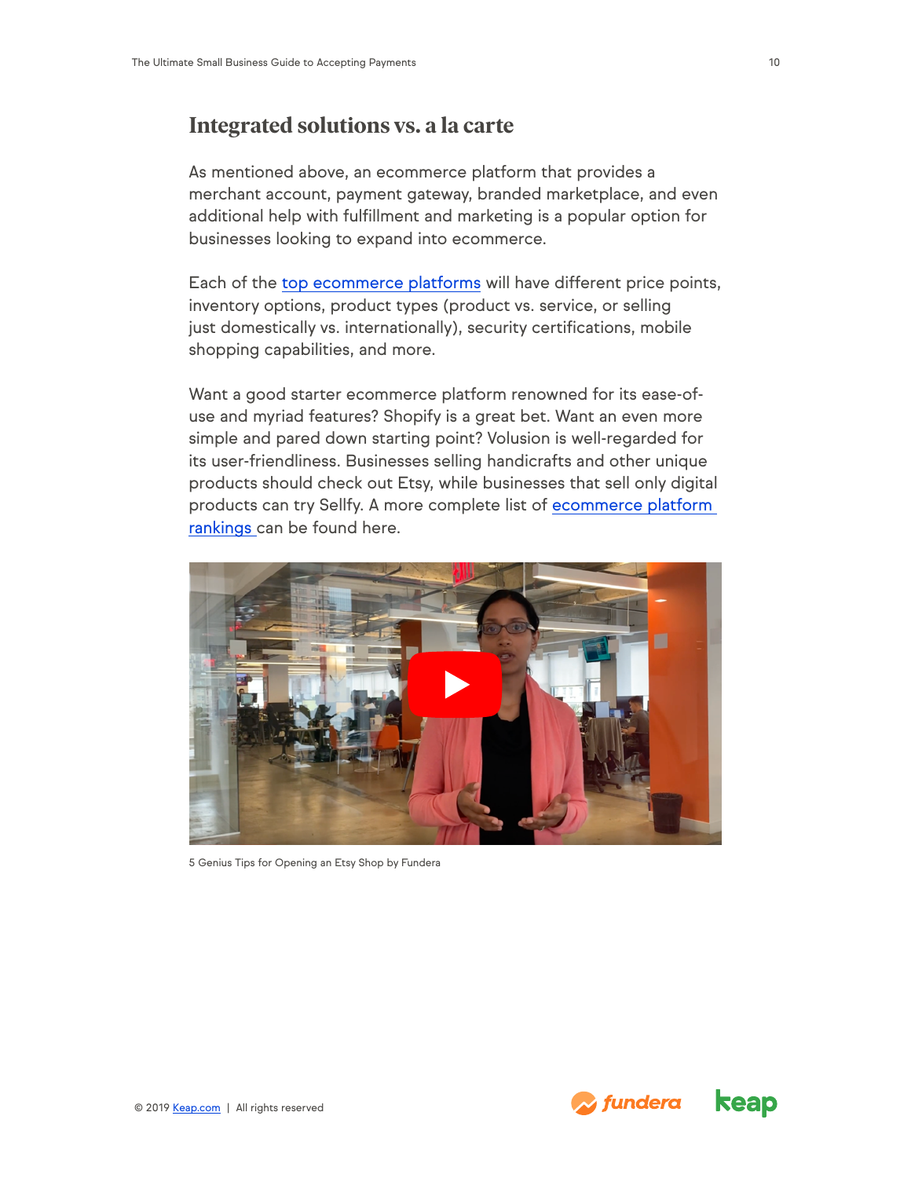## Integrated solutions vs. a la carte

As mentioned above, an ecommerce platform that provides a merchant account, payment gateway, branded marketplace, and even additional help with fulfillment and marketing is a popular option for businesses looking to expand into ecommerce.

Each of the top ecommerce platforms will have different price points, inventory options, product types (product vs. service, or selling just domestically vs. internationally), security certifications, mobile shopping capabilities, and more.

Want a good starter ecommerce platform renowned for its ease-of-use and myriad features? Shopify is a great bet. Want an even more simple and pared down starting point? Volusion is well-regarded for its user-friendliness. Businesses selling handicrafts and other unique products should check out Etsy, while businesses that sell only digital products can try Sellfy. A more complete list of ecommerce platform rankings can be found here.

5 Genius Tips for Opening an Etsy Shop by Fundera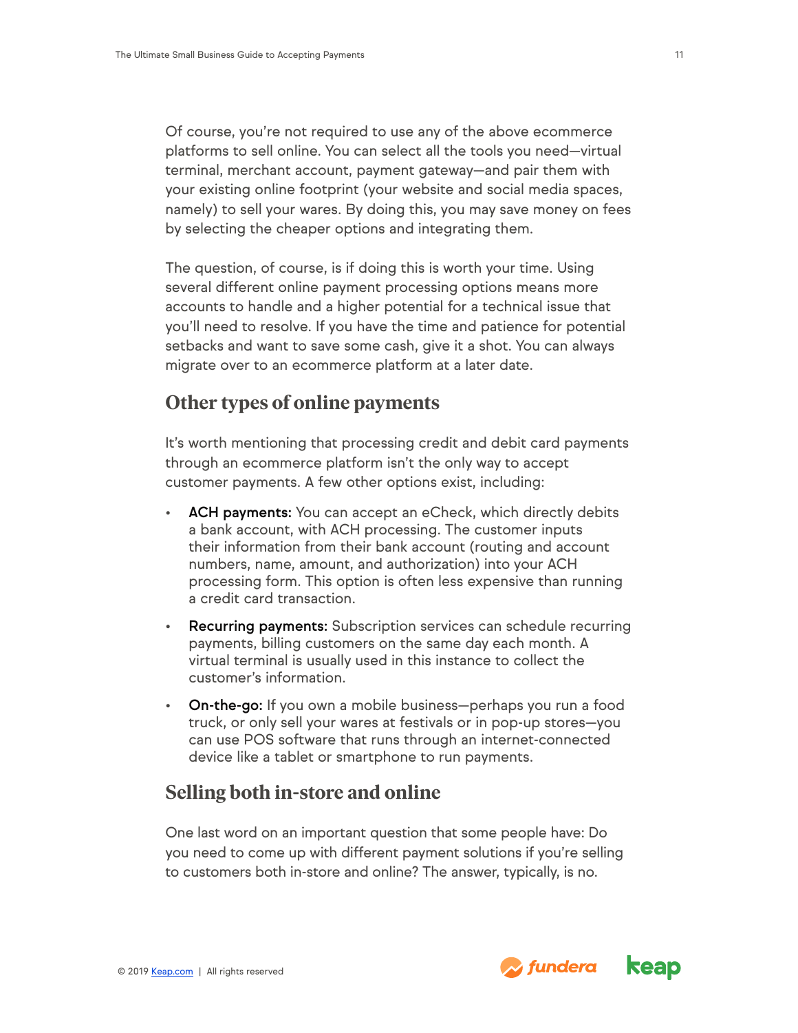Of course, you're not required to use any of the above ecommerce platforms to sell online. You can select all the tools you need—virtual terminal, merchant account, payment gateway—and pair them with your existing online footprint (your website and social media spaces, namely) to sell your wares. By doing this, you may save money on fees by selecting the cheaper options and integrating them.

The question, of course, is if doing this is worth your time. Using several different online payment processing options means more accounts to handle and a higher potential for a technical issue that you'll need to resolve. If you have the time and patience for potential setbacks and want to save some cash, give it a shot. You can always migrate over to an ecommerce platform at a later date.

## Other types of online payments

It's worth mentioning that processing credit and debit card payments through an ecommerce platform isn't the only way to accept customer payments. A few other options exist, including:

- **ACH payments:** You can accept an eCheck, which directly debits a bank account, with ACH processing. The customer inputs their information from their bank account (routing and account numbers, name, amount, and authorization) into your ACH processing form. This option is often less expensive than running a credit card transaction.
- **Recurring payments:** Subscription services can schedule recurring payments, billing customers on the same day each month. A virtual terminal is usually used in this instance to collect the customer's information.
- **On-the-go:** If you own a mobile business—perhaps you run a food truck, or only sell your wares at festivals or in pop-up stores—you can use POS software that runs through an internet-connected device like a tablet or smartphone to run payments.

## Selling both in-store and online

One last word on an important question that some people have: Do you need to come up with different payment solutions if you're selling to customers both in-store and online? The answer, typically, is no.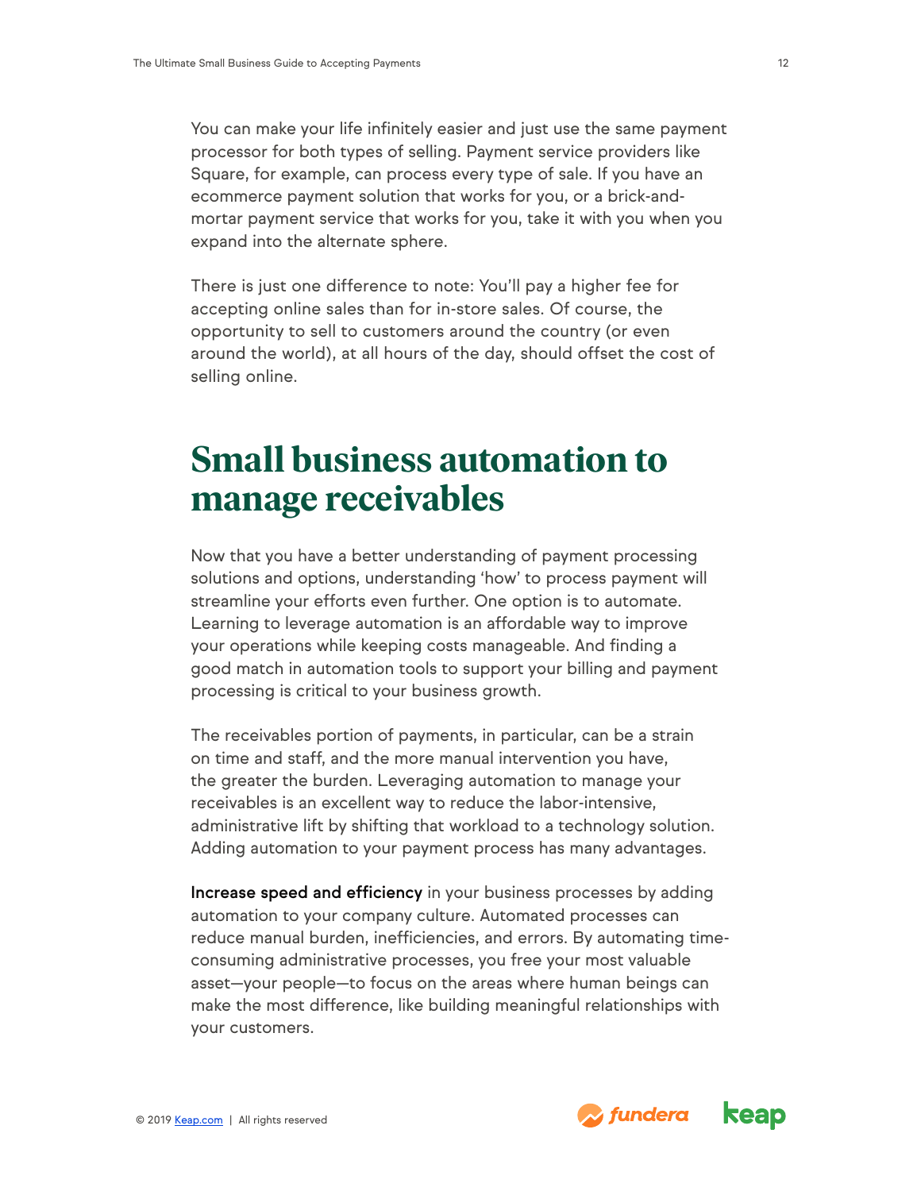You can make your life infinitely easier and just use the same payment processor for both types of selling. Payment service providers like Square, for example, can process every type of sale. If you have an ecommerce payment solution that works for you, or a brick-and-mortar payment service that works for you, take it with you when you expand into the alternate sphere.

There is just one difference to note: You'll pay a higher fee for accepting online sales than for in-store sales. Of course, the opportunity to sell to customers around the country (or even around the world), at all hours of the day, should offset the cost of selling online.

# Small business automation to manage receivables

Now that you have a better understanding of payment processing solutions and options, understanding 'how' to process payment will streamline your efforts even further. One option is to automate. Learning to leverage automation is an affordable way to improve your operations while keeping costs manageable. And finding a good match in automation tools to support your billing and payment processing is critical to your business growth.

The receivables portion of payments, in particular, can be a strain on time and staff, and the more manual intervention you have, the greater the burden. Leveraging automation to manage your receivables is an excellent way to reduce the labor-intensive, administrative lift by shifting that workload to a technology solution. Adding automation to your payment process has many advantages.

**Increase speed and efficiency** in your business processes by adding automation to your company culture. Automated processes can reduce manual burden, inefficiencies, and errors. By automating time-consuming administrative processes, you free your most valuable asset—your people—to focus on the areas where human beings can make the most difference, like building meaningful relationships with your customers.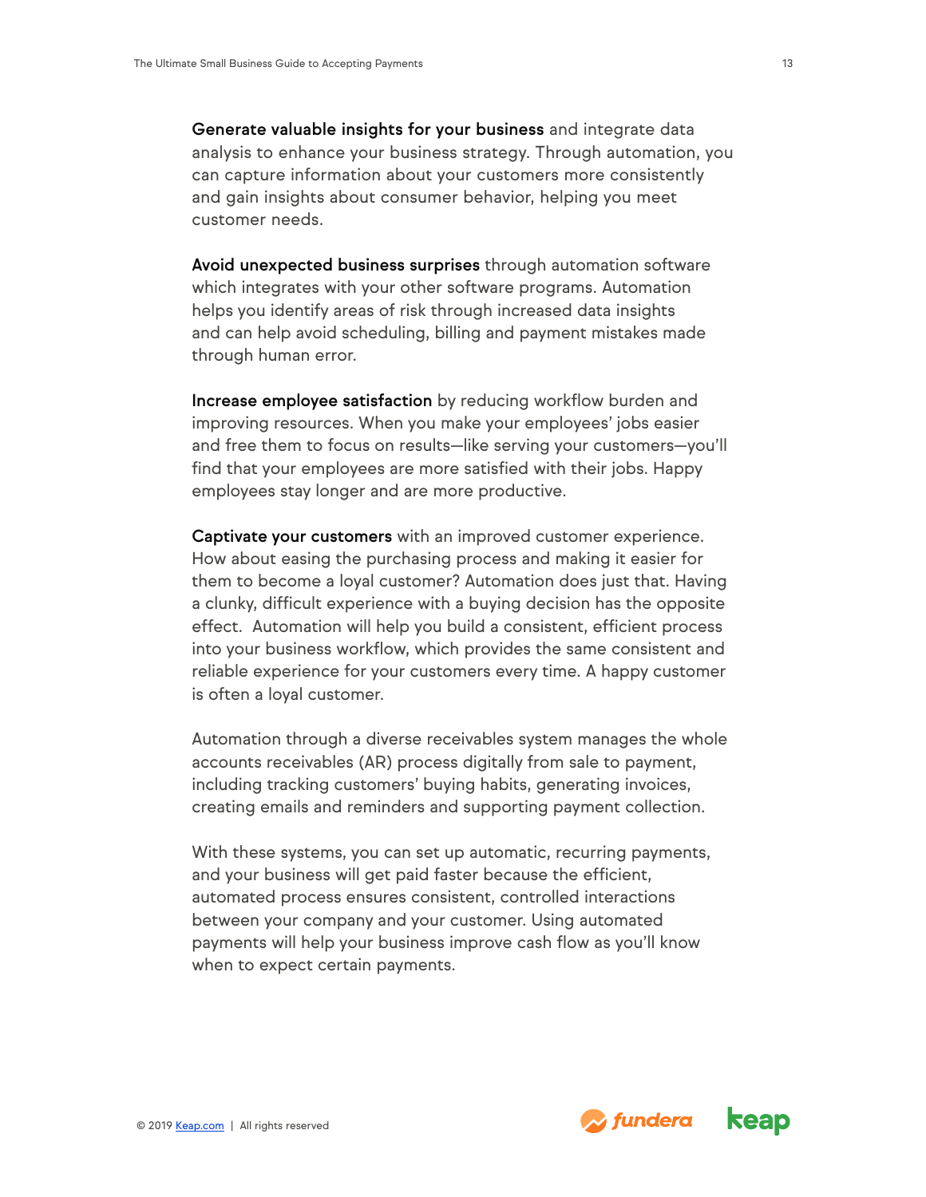**Generate valuable insights for your business** and integrate data analysis to enhance your business strategy. Through automation, you can capture information about your customers more consistently and gain insights about consumer behavior, helping you meet customer needs.

**Avoid unexpected business surprises** through automation software which integrates with your other software programs. Automation helps you identify areas of risk through increased data insights and can help avoid scheduling, billing and payment mistakes made through human error.

**Increase employee satisfaction** by reducing workflow burden and improving resources. When you make your employees' jobs easier and free them to focus on results—like serving your customers—you'll find that your employees are more satisfied with their jobs. Happy employees stay longer and are more productive.

**Captivate your customers** with an improved customer experience. How about easing the purchasing process and making it easier for them to become a loyal customer? Automation does just that. Having a clunky, difficult experience with a buying decision has the opposite effect. Automation will help you build a consistent, efficient process into your business workflow, which provides the same consistent and reliable experience for your customers every time. A happy customer is often a loyal customer.

Automation through a diverse receivables system manages the whole accounts receivables (AR) process digitally from sale to payment, including tracking customers' buying habits, generating invoices, creating emails and reminders and supporting payment collection.

With these systems, you can set up automatic, recurring payments, and your business will get paid faster because the efficient, automated process ensures consistent, controlled interactions between your company and your customer. Using automated payments will help your business improve cash flow as you'll know when to expect certain payments.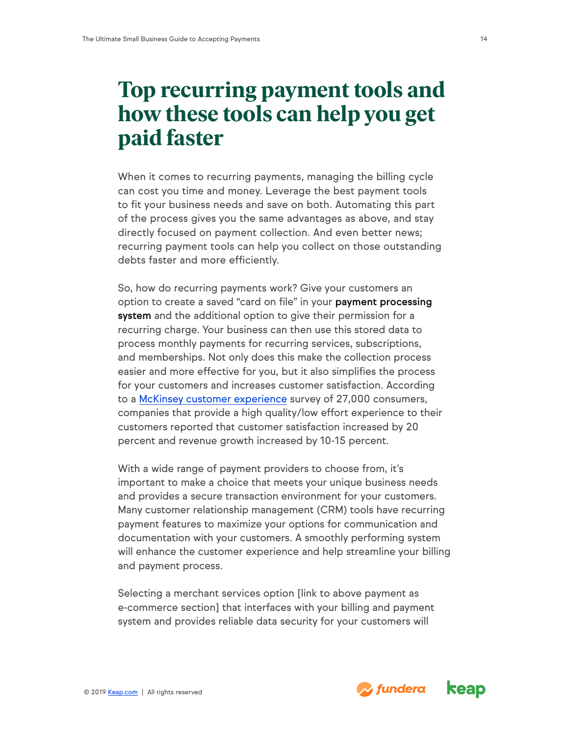# Top recurring payment tools and how these tools can help you get paid faster

When it comes to recurring payments, managing the billing cycle can cost you time and money. Leverage the best payment tools to fit your business needs and save on both. Automating this part of the process gives you the same advantages as above, and stay directly focused on payment collection. And even better news; recurring payment tools can help you collect on those outstanding debts faster and more efficiently.

So, how do recurring payments work? Give your customers an option to create a saved "card on file" in your **payment processing system** and the additional option to give their permission for a recurring charge. Your business can then use this stored data to process monthly payments for recurring services, subscriptions, and memberships. Not only does this make the collection process easier and more effective for you, but it also simplifies the process for your customers and increases customer satisfaction. According to a McKinsey customer experience survey of 27,000 consumers, companies that provide a high quality/low effort experience to their customers reported that customer satisfaction increased by 20 percent and revenue growth increased by 10-15 percent.

With a wide range of payment providers to choose from, it's important to make a choice that meets your unique business needs and provides a secure transaction environment for your customers. Many customer relationship management (CRM) tools have recurring payment features to maximize your options for communication and documentation with your customers. A smoothly performing system will enhance the customer experience and help streamline your billing and payment process.

Selecting a merchant services option [link to above payment as e-commerce section] that interfaces with your billing and payment system and provides reliable data security for your customers will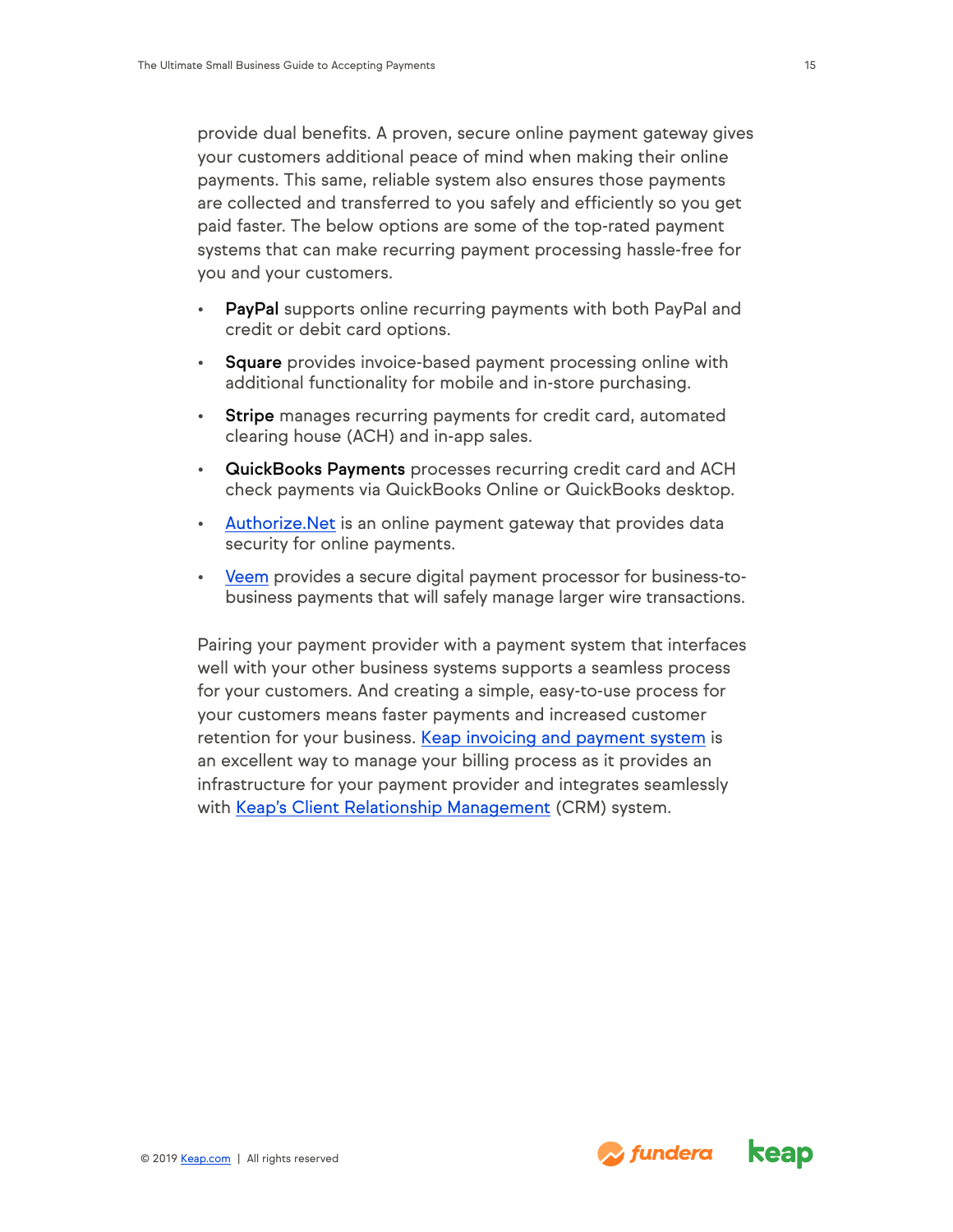provide dual benefits. A proven, secure online payment gateway gives your customers additional peace of mind when making their online payments. This same, reliable system also ensures those payments are collected and transferred to you safely and efficiently so you get paid faster. The below options are some of the top-rated payment systems that can make recurring payment processing hassle-free for you and your customers.

- **PayPal** supports online recurring payments with both PayPal and credit or debit card options.
- **Square** provides invoice-based payment processing online with additional functionality for mobile and in-store purchasing.
- **Stripe** manages recurring payments for credit card, automated clearing house (ACH) and in-app sales.
- **QuickBooks Payments** processes recurring credit card and ACH check payments via QuickBooks Online or QuickBooks desktop.
- Authorize.Net is an online payment gateway that provides data security for online payments.
- Veem provides a secure digital payment processor for business-to-business payments that will safely manage larger wire transactions.

Pairing your payment provider with a payment system that interfaces well with your other business systems supports a seamless process for your customers. And creating a simple, easy-to-use process for your customers means faster payments and increased customer retention for your business. Keap invoicing and payment system is an excellent way to manage your billing process as it provides an infrastructure for your payment provider and integrates seamlessly with Keap's Client Relationship Management (CRM) system.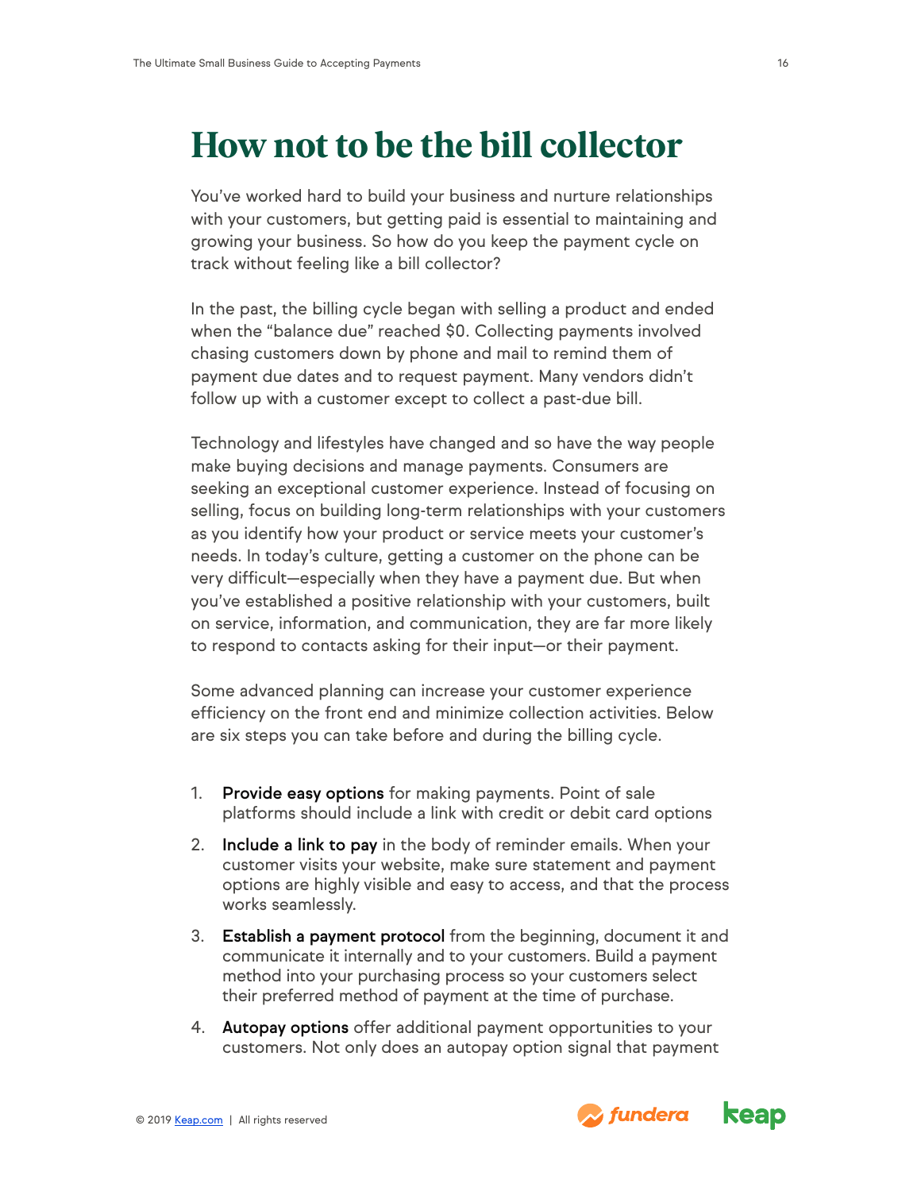# How not to be the bill collector

You've worked hard to build your business and nurture relationships with your customers, but getting paid is essential to maintaining and growing your business. So how do you keep the payment cycle on track without feeling like a bill collector?

In the past, the billing cycle began with selling a product and ended when the "balance due" reached $0. Collecting payments involved chasing customers down by phone and mail to remind them of payment due dates and to request payment. Many vendors didn't follow up with a customer except to collect a past-due bill.

Technology and lifestyles have changed and so have the way people make buying decisions and manage payments. Consumers are seeking an exceptional customer experience. Instead of focusing on selling, focus on building long-term relationships with your customers as you identify how your product or service meets your customer's needs. In today's culture, getting a customer on the phone can be very difficult—especially when they have a payment due. But when you've established a positive relationship with your customers, built on service, information, and communication, they are far more likely to respond to contacts asking for their input—or their payment.

Some advanced planning can increase your customer experience efficiency on the front end and minimize collection activities. Below are six steps you can take before and during the billing cycle.

1. **Provide easy options** for making payments. Point of sale platforms should include a link with credit or debit card options
2. **Include a link to pay** in the body of reminder emails. When your customer visits your website, make sure statement and payment options are highly visible and easy to access, and that the process works seamlessly.
3. **Establish a payment protocol** from the beginning, document it and communicate it internally and to your customers. Build a payment method into your purchasing process so your customers select their preferred method of payment at the time of purchase.
4. **Autopay options** offer additional payment opportunities to your customers. Not only does an autopay option signal that payment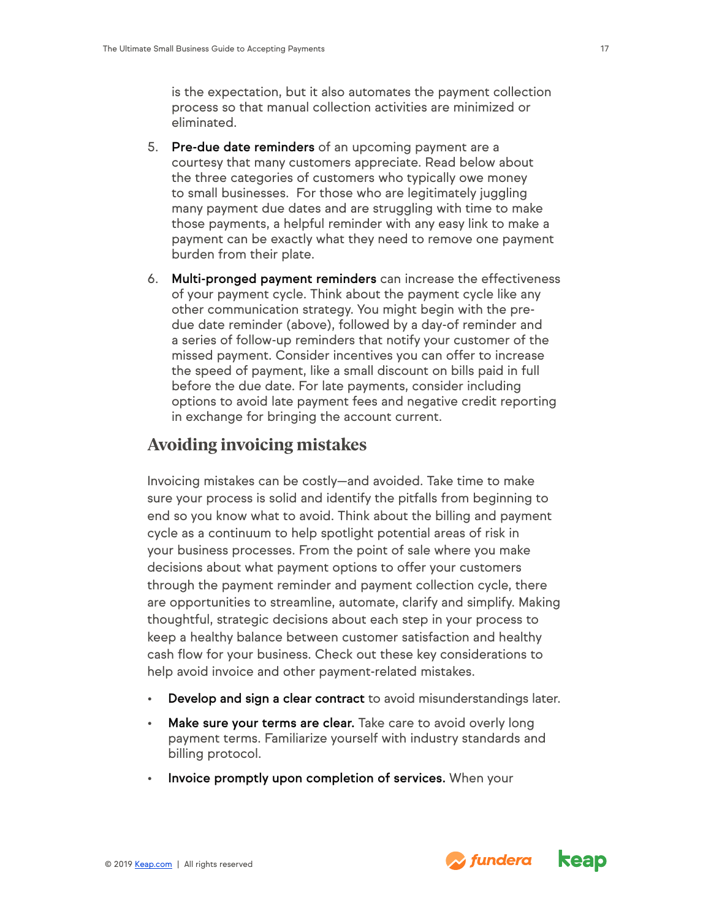is the expectation, but it also automates the payment collection process so that manual collection activities are minimized or eliminated.

5. **Pre-due date reminders** of an upcoming payment are a courtesy that many customers appreciate. Read below about the three categories of customers who typically owe money to small businesses. For those who are legitimately juggling many payment due dates and are struggling with time to make those payments, a helpful reminder with any easy link to make a payment can be exactly what they need to remove one payment burden from their plate.
6. **Multi-pronged payment reminders** can increase the effectiveness of your payment cycle. Think about the payment cycle like any other communication strategy. You might begin with the pre-due date reminder (above), followed by a day-of reminder and a series of follow-up reminders that notify your customer of the missed payment. Consider incentives you can offer to increase the speed of payment, like a small discount on bills paid in full before the due date. For late payments, consider including options to avoid late payment fees and negative credit reporting in exchange for bringing the account current.

## Avoiding invoicing mistakes

Invoicing mistakes can be costly—and avoided. Take time to make sure your process is solid and identify the pitfalls from beginning to end so you know what to avoid. Think about the billing and payment cycle as a continuum to help spotlight potential areas of risk in your business processes. From the point of sale where you make decisions about what payment options to offer your customers through the payment reminder and payment collection cycle, there are opportunities to streamline, automate, clarify and simplify. Making thoughtful, strategic decisions about each step in your process to keep a healthy balance between customer satisfaction and healthy cash flow for your business. Check out these key considerations to help avoid invoice and other payment-related mistakes.

- **Develop and sign a clear contract** to avoid misunderstandings later.
- **Make sure your terms are clear.** Take care to avoid overly long payment terms. Familiarize yourself with industry standards and billing protocol.
- **Invoice promptly upon completion of services.** When your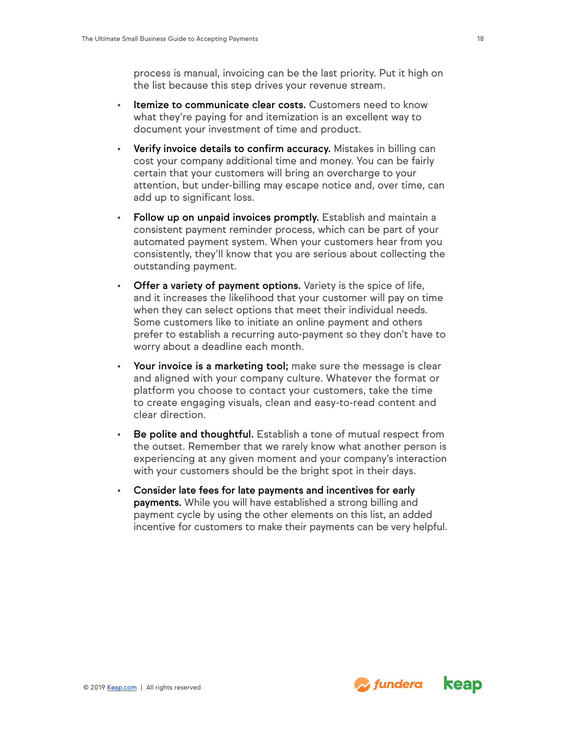process is manual, invoicing can be the last priority. Put it high on the list because this step drives your revenue stream.

- **Itemize to communicate clear costs.** Customers need to know what they're paying for and itemization is an excellent way to document your investment of time and product.
- **Verify invoice details to confirm accuracy.** Mistakes in billing can cost your company additional time and money. You can be fairly certain that your customers will bring an overcharge to your attention, but under-billing may escape notice and, over time, can add up to significant loss.
- **Follow up on unpaid invoices promptly.** Establish and maintain a consistent payment reminder process, which can be part of your automated payment system. When your customers hear from you consistently, they'll know that you are serious about collecting the outstanding payment.
- **Offer a variety of payment options.** Variety is the spice of life, and it increases the likelihood that your customer will pay on time when they can select options that meet their individual needs. Some customers like to initiate an online payment and others prefer to establish a recurring auto-payment so they don't have to worry about a deadline each month.
- **Your invoice is a marketing tool;** make sure the message is clear and aligned with your company culture. Whatever the format or platform you choose to contact your customers, take the time to create engaging visuals, clean and easy-to-read content and clear direction.
- **Be polite and thoughtful.** Establish a tone of mutual respect from the outset. Remember that we rarely know what another person is experiencing at any given moment and your company's interaction with your customers should be the bright spot in their days.
- **Consider late fees for late payments and incentives for early payments.** While you will have established a strong billing and payment cycle by using the other elements on this list, an added incentive for customers to make their payments can be very helpful.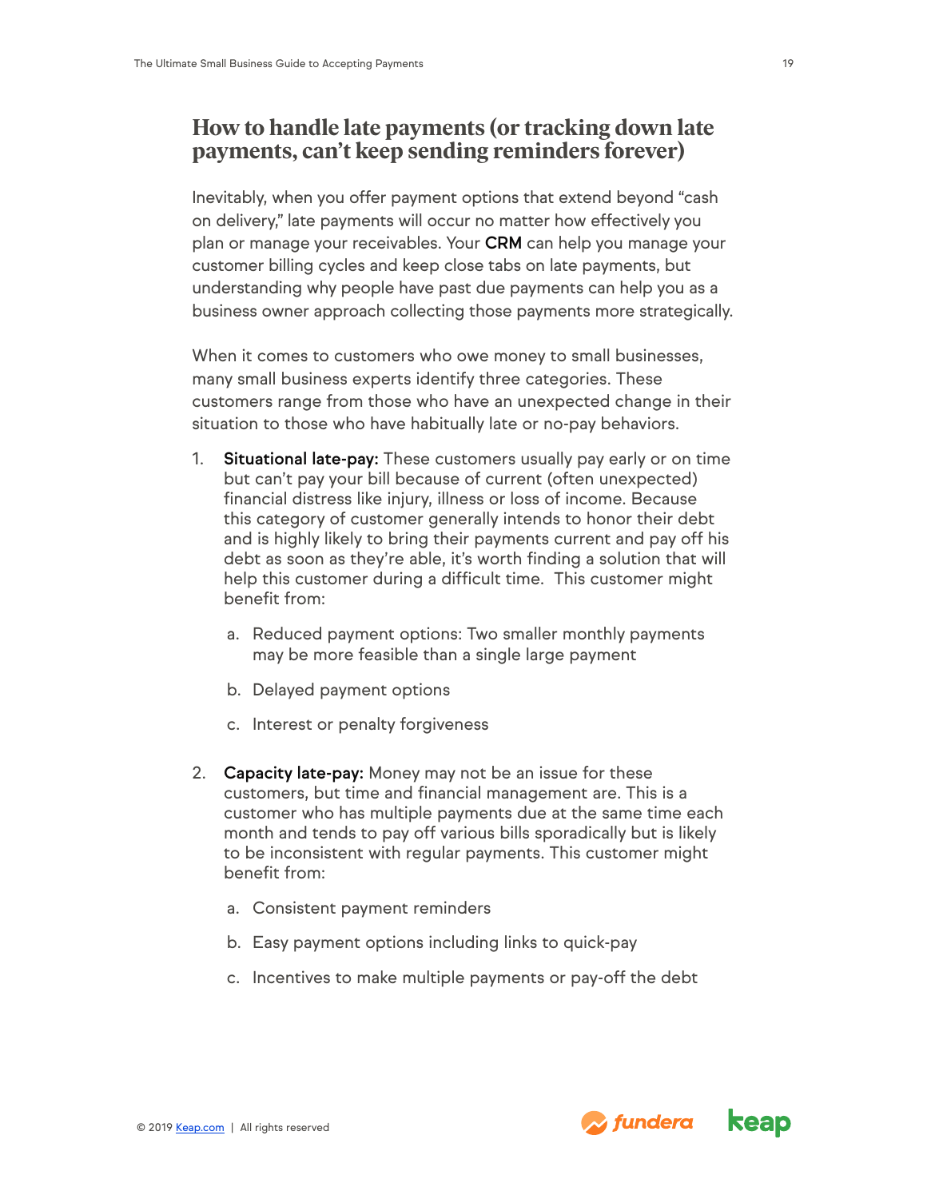## How to handle late payments (or tracking down late payments, can't keep sending reminders forever)

Inevitably, when you offer payment options that extend beyond "cash on delivery," late payments will occur no matter how effectively you plan or manage your receivables. Your **CRM** can help you manage your customer billing cycles and keep close tabs on late payments, but understanding why people have past due payments can help you as a business owner approach collecting those payments more strategically.

When it comes to customers who owe money to small businesses, many small business experts identify three categories. These customers range from those who have an unexpected change in their situation to those who have habitually late or no-pay behaviors.

1. **Situational late-pay:** These customers usually pay early or on time but can't pay your bill because of current (often unexpected) financial distress like injury, illness or loss of income. Because this category of customer generally intends to honor their debt and is highly likely to bring their payments current and pay off his debt as soon as they're able, it's worth finding a solution that will help this customer during a difficult time. This customer might benefit from:
   a. Reduced payment options: Two smaller monthly payments may be more feasible than a single large payment
   b. Delayed payment options
   c. Interest or penalty forgiveness

2. **Capacity late-pay:** Money may not be an issue for these customers, but time and financial management are. This is a customer who has multiple payments due at the same time each month and tends to pay off various bills sporadically but is likely to be inconsistent with regular payments. This customer might benefit from:
   a. Consistent payment reminders
   b. Easy payment options including links to quick-pay
   c. Incentives to make multiple payments or pay-off the debt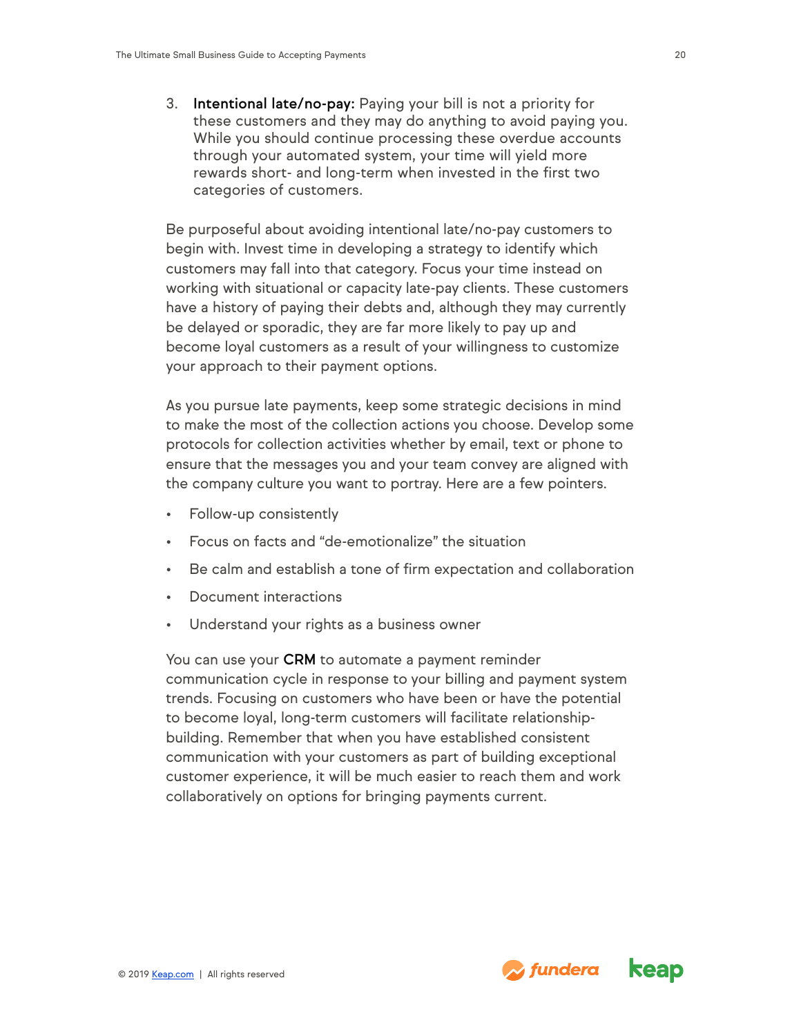3. **Intentional late/no-pay:** Paying your bill is not a priority for these customers and they may do anything to avoid paying you. While you should continue processing these overdue accounts through your automated system, your time will yield more rewards short- and long-term when invested in the first two categories of customers.

Be purposeful about avoiding intentional late/no-pay customers to begin with. Invest time in developing a strategy to identify which customers may fall into that category. Focus your time instead on working with situational or capacity late-pay clients. These customers have a history of paying their debts and, although they may currently be delayed or sporadic, they are far more likely to pay up and become loyal customers as a result of your willingness to customize your approach to their payment options.

As you pursue late payments, keep some strategic decisions in mind to make the most of the collection actions you choose. Develop some protocols for collection activities whether by email, text or phone to ensure that the messages you and your team convey are aligned with the company culture you want to portray. Here are a few pointers.

- Follow-up consistently
- Focus on facts and "de-emotionalize" the situation
- Be calm and establish a tone of firm expectation and collaboration
- Document interactions
- Understand your rights as a business owner

You can use your **CRM** to automate a payment reminder communication cycle in response to your billing and payment system trends. Focusing on customers who have been or have the potential to become loyal, long-term customers will facilitate relationship-building. Remember that when you have established consistent communication with your customers as part of building exceptional customer experience, it will be much easier to reach them and work collaboratively on options for bringing payments current.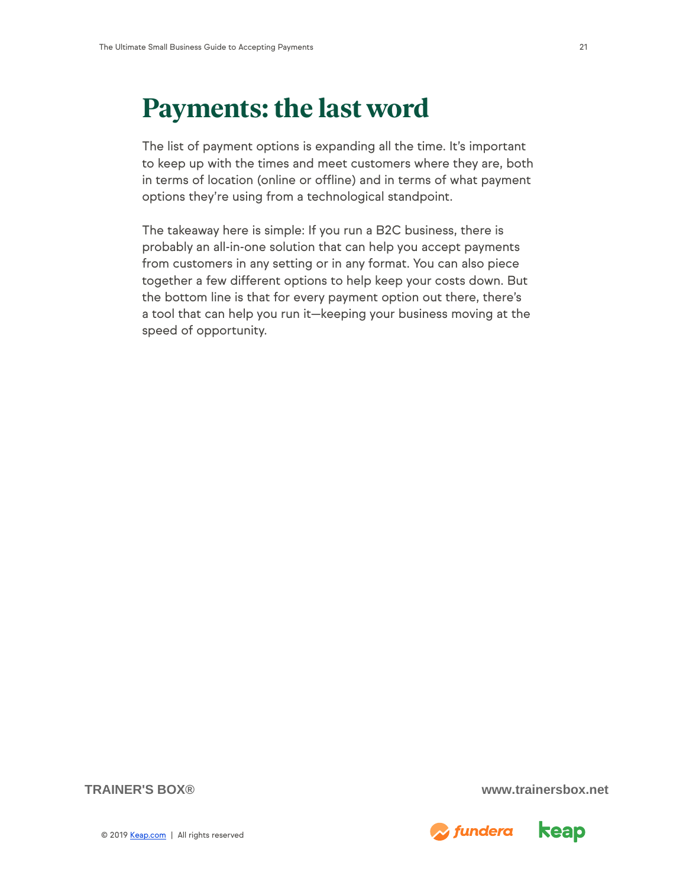# Payments: the last word

The list of payment options is expanding all the time. It's important to keep up with the times and meet customers where they are, both in terms of location (online or offline) and in terms of what payment options they're using from a technological standpoint.

The takeaway here is simple: If you run a B2C business, there is probably an all-in-one solution that can help you accept payments from customers in any setting or in any format. You can also piece together a few different options to help keep your costs down. But the bottom line is that for every payment option out there, there's a tool that can help you run it—keeping your business moving at the speed of opportunity.